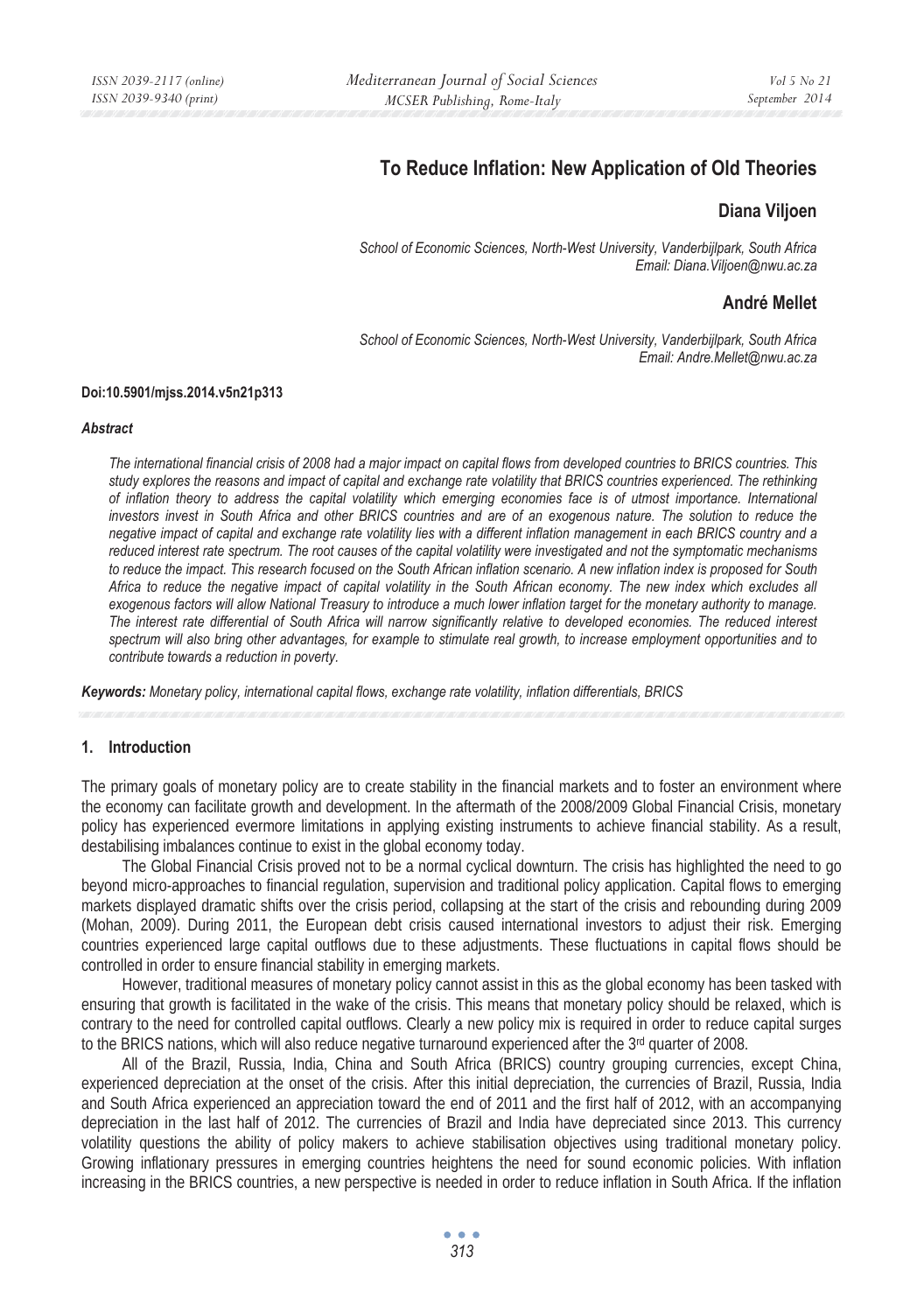# To Reduce Inflation: New Application of Old Theories

**Diana Viljoen**

*School of Economic Sciences, North-West University, Vanderbijlpark, South Africa*
*Email: Diana.Viljoen@nwu.ac.za*

**André Mellet**

*School of Economic Sciences, North-West University, Vanderbijlpark, South Africa*
*Email: Andre.Mellet@nwu.ac.za*

**Doi:10.5901/mjss.2014.v5n21p313**

***Abstract***

*The international financial crisis of 2008 had a major impact on capital flows from developed countries to BRICS countries. This study explores the reasons and impact of capital and exchange rate volatility that BRICS countries experienced. The rethinking of inflation theory to address the capital volatility which emerging economies face is of utmost importance. International investors invest in South Africa and other BRICS countries and are of an exogenous nature. The solution to reduce the negative impact of capital and exchange rate volatility lies with a different inflation management in each BRICS country and a reduced interest rate spectrum. The root causes of the capital volatility were investigated and not the symptomatic mechanisms to reduce the impact. This research focused on the South African inflation scenario. A new inflation index is proposed for South Africa to reduce the negative impact of capital volatility in the South African economy. The new index which excludes all exogenous factors will allow National Treasury to introduce a much lower inflation target for the monetary authority to manage. The interest rate differential of South Africa will narrow significantly relative to developed economies. The reduced interest spectrum will also bring other advantages, for example to stimulate real growth, to increase employment opportunities and to contribute towards a reduction in poverty.*

***Keywords:*** *Monetary policy, international capital flows, exchange rate volatility, inflation differentials, BRICS*

## 1. Introduction

The primary goals of monetary policy are to create stability in the financial markets and to foster an environment where the economy can facilitate growth and development. In the aftermath of the 2008/2009 Global Financial Crisis, monetary policy has experienced evermore limitations in applying existing instruments to achieve financial stability. As a result, destabilising imbalances continue to exist in the global economy today.

The Global Financial Crisis proved not to be a normal cyclical downturn. The crisis has highlighted the need to go beyond micro-approaches to financial regulation, supervision and traditional policy application. Capital flows to emerging markets displayed dramatic shifts over the crisis period, collapsing at the start of the crisis and rebounding during 2009 (Mohan, 2009). During 2011, the European debt crisis caused international investors to adjust their risk. Emerging countries experienced large capital outflows due to these adjustments. These fluctuations in capital flows should be controlled in order to ensure financial stability in emerging markets.

However, traditional measures of monetary policy cannot assist in this as the global economy has been tasked with ensuring that growth is facilitated in the wake of the crisis. This means that monetary policy should be relaxed, which is contrary to the need for controlled capital outflows. Clearly a new policy mix is required in order to reduce capital surges to the BRICS nations, which will also reduce negative turnaround experienced after the 3rd quarter of 2008.

All of the Brazil, Russia, India, China and South Africa (BRICS) country grouping currencies, except China, experienced depreciation at the onset of the crisis. After this initial depreciation, the currencies of Brazil, Russia, India and South Africa experienced an appreciation toward the end of 2011 and the first half of 2012, with an accompanying depreciation in the last half of 2012. The currencies of Brazil and India have depreciated since 2013. This currency volatility questions the ability of policy makers to achieve stabilisation objectives using traditional monetary policy. Growing inflationary pressures in emerging countries heightens the need for sound economic policies. With inflation increasing in the BRICS countries, a new perspective is needed in order to reduce inflation in South Africa. If the inflation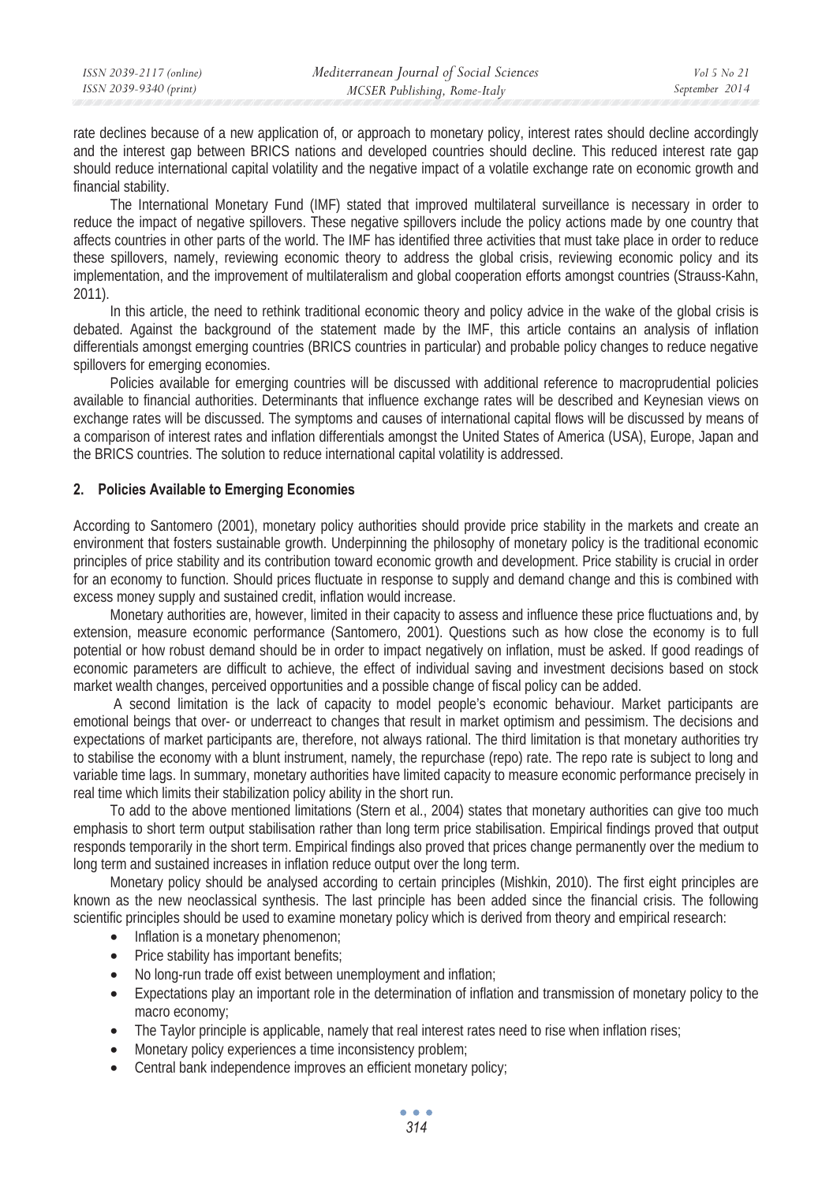rate declines because of a new application of, or approach to monetary policy, interest rates should decline accordingly and the interest gap between BRICS nations and developed countries should decline. This reduced interest rate gap should reduce international capital volatility and the negative impact of a volatile exchange rate on economic growth and financial stability.

The International Monetary Fund (IMF) stated that improved multilateral surveillance is necessary in order to reduce the impact of negative spillovers. These negative spillovers include the policy actions made by one country that affects countries in other parts of the world. The IMF has identified three activities that must take place in order to reduce these spillovers, namely, reviewing economic theory to address the global crisis, reviewing economic policy and its implementation, and the improvement of multilateralism and global cooperation efforts amongst countries (Strauss-Kahn, 2011).

In this article, the need to rethink traditional economic theory and policy advice in the wake of the global crisis is debated. Against the background of the statement made by the IMF, this article contains an analysis of inflation differentials amongst emerging countries (BRICS countries in particular) and probable policy changes to reduce negative spillovers for emerging economies.

Policies available for emerging countries will be discussed with additional reference to macroprudential policies available to financial authorities. Determinants that influence exchange rates will be described and Keynesian views on exchange rates will be discussed. The symptoms and causes of international capital flows will be discussed by means of a comparison of interest rates and inflation differentials amongst the United States of America (USA), Europe, Japan and the BRICS countries. The solution to reduce international capital volatility is addressed.

## 2. Policies Available to Emerging Economies

According to Santomero (2001), monetary policy authorities should provide price stability in the markets and create an environment that fosters sustainable growth. Underpinning the philosophy of monetary policy is the traditional economic principles of price stability and its contribution toward economic growth and development. Price stability is crucial in order for an economy to function. Should prices fluctuate in response to supply and demand change and this is combined with excess money supply and sustained credit, inflation would increase.

Monetary authorities are, however, limited in their capacity to assess and influence these price fluctuations and, by extension, measure economic performance (Santomero, 2001). Questions such as how close the economy is to full potential or how robust demand should be in order to impact negatively on inflation, must be asked. If good readings of economic parameters are difficult to achieve, the effect of individual saving and investment decisions based on stock market wealth changes, perceived opportunities and a possible change of fiscal policy can be added.

A second limitation is the lack of capacity to model people's economic behaviour. Market participants are emotional beings that over- or underreact to changes that result in market optimism and pessimism. The decisions and expectations of market participants are, therefore, not always rational. The third limitation is that monetary authorities try to stabilise the economy with a blunt instrument, namely, the repurchase (repo) rate. The repo rate is subject to long and variable time lags. In summary, monetary authorities have limited capacity to measure economic performance precisely in real time which limits their stabilization policy ability in the short run.

To add to the above mentioned limitations (Stern et al., 2004) states that monetary authorities can give too much emphasis to short term output stabilisation rather than long term price stabilisation. Empirical findings proved that output responds temporarily in the short term. Empirical findings also proved that prices change permanently over the medium to long term and sustained increases in inflation reduce output over the long term.

Monetary policy should be analysed according to certain principles (Mishkin, 2010). The first eight principles are known as the new neoclassical synthesis. The last principle has been added since the financial crisis. The following scientific principles should be used to examine monetary policy which is derived from theory and empirical research:

- Inflation is a monetary phenomenon;
- Price stability has important benefits;
- No long-run trade off exist between unemployment and inflation;
- Expectations play an important role in the determination of inflation and transmission of monetary policy to the macro economy;
- The Taylor principle is applicable, namely that real interest rates need to rise when inflation rises;
- Monetary policy experiences a time inconsistency problem;
- Central bank independence improves an efficient monetary policy;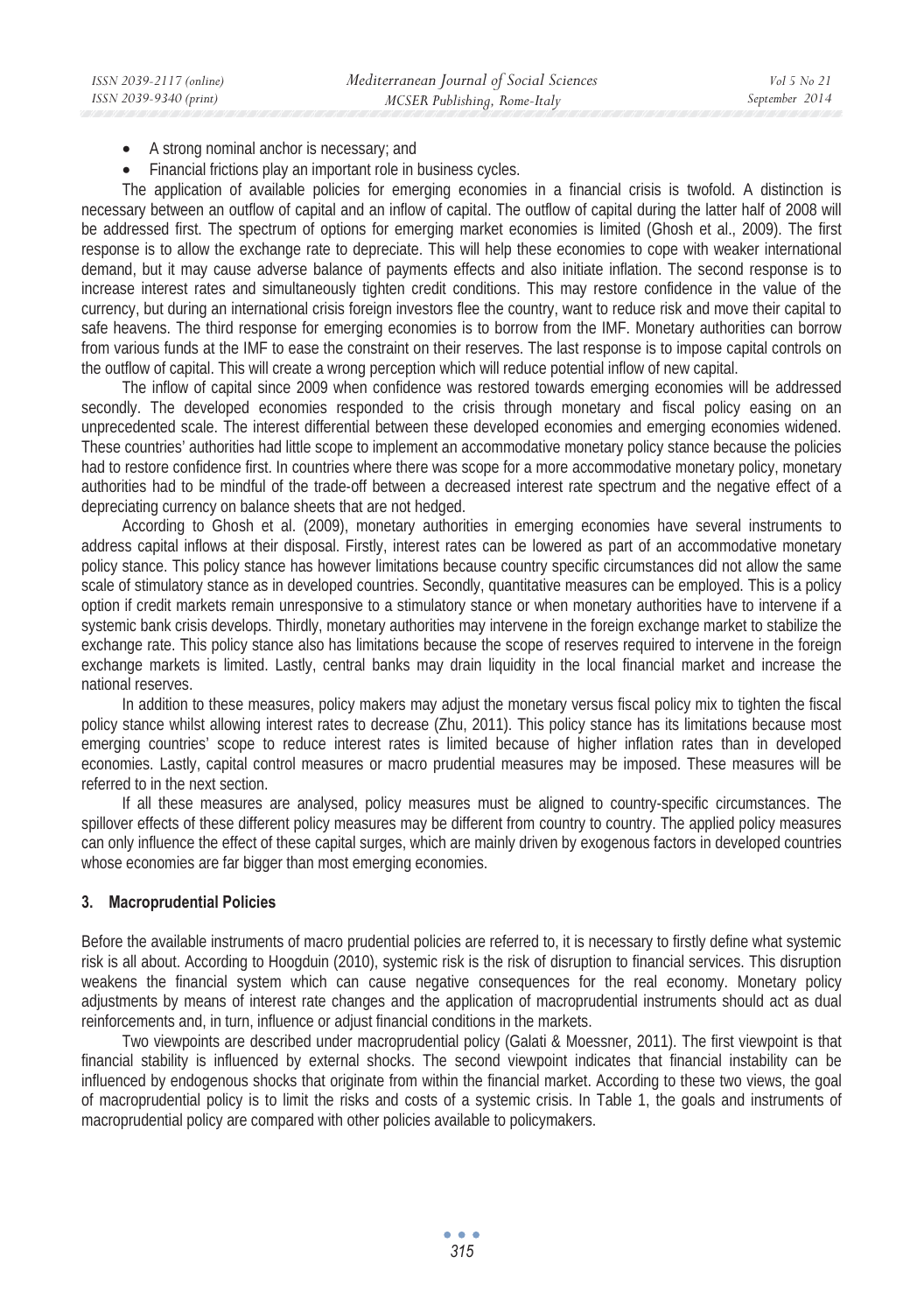- A strong nominal anchor is necessary; and
- Financial frictions play an important role in business cycles.

The application of available policies for emerging economies in a financial crisis is twofold. A distinction is necessary between an outflow of capital and an inflow of capital. The outflow of capital during the latter half of 2008 will be addressed first. The spectrum of options for emerging market economies is limited (Ghosh et al., 2009). The first response is to allow the exchange rate to depreciate. This will help these economies to cope with weaker international demand, but it may cause adverse balance of payments effects and also initiate inflation. The second response is to increase interest rates and simultaneously tighten credit conditions. This may restore confidence in the value of the currency, but during an international crisis foreign investors flee the country, want to reduce risk and move their capital to safe heavens. The third response for emerging economies is to borrow from the IMF. Monetary authorities can borrow from various funds at the IMF to ease the constraint on their reserves. The last response is to impose capital controls on the outflow of capital. This will create a wrong perception which will reduce potential inflow of new capital.

The inflow of capital since 2009 when confidence was restored towards emerging economies will be addressed secondly. The developed economies responded to the crisis through monetary and fiscal policy easing on an unprecedented scale. The interest differential between these developed economies and emerging economies widened. These countries' authorities had little scope to implement an accommodative monetary policy stance because the policies had to restore confidence first. In countries where there was scope for a more accommodative monetary policy, monetary authorities had to be mindful of the trade-off between a decreased interest rate spectrum and the negative effect of a depreciating currency on balance sheets that are not hedged.

According to Ghosh et al. (2009), monetary authorities in emerging economies have several instruments to address capital inflows at their disposal. Firstly, interest rates can be lowered as part of an accommodative monetary policy stance. This policy stance has however limitations because country specific circumstances did not allow the same scale of stimulatory stance as in developed countries. Secondly, quantitative measures can be employed. This is a policy option if credit markets remain unresponsive to a stimulatory stance or when monetary authorities have to intervene if a systemic bank crisis develops. Thirdly, monetary authorities may intervene in the foreign exchange market to stabilize the exchange rate. This policy stance also has limitations because the scope of reserves required to intervene in the foreign exchange markets is limited. Lastly, central banks may drain liquidity in the local financial market and increase the national reserves.

In addition to these measures, policy makers may adjust the monetary versus fiscal policy mix to tighten the fiscal policy stance whilst allowing interest rates to decrease (Zhu, 2011). This policy stance has its limitations because most emerging countries' scope to reduce interest rates is limited because of higher inflation rates than in developed economies. Lastly, capital control measures or macro prudential measures may be imposed. These measures will be referred to in the next section.

If all these measures are analysed, policy measures must be aligned to country-specific circumstances. The spillover effects of these different policy measures may be different from country to country. The applied policy measures can only influence the effect of these capital surges, which are mainly driven by exogenous factors in developed countries whose economies are far bigger than most emerging economies.

## 3. Macroprudential Policies

Before the available instruments of macro prudential policies are referred to, it is necessary to firstly define what systemic risk is all about. According to Hoogduin (2010), systemic risk is the risk of disruption to financial services. This disruption weakens the financial system which can cause negative consequences for the real economy. Monetary policy adjustments by means of interest rate changes and the application of macroprudential instruments should act as dual reinforcements and, in turn, influence or adjust financial conditions in the markets.

Two viewpoints are described under macroprudential policy (Galati & Moessner, 2011). The first viewpoint is that financial stability is influenced by external shocks. The second viewpoint indicates that financial instability can be influenced by endogenous shocks that originate from within the financial market. According to these two views, the goal of macroprudential policy is to limit the risks and costs of a systemic crisis. In Table 1, the goals and instruments of macroprudential policy are compared with other policies available to policymakers.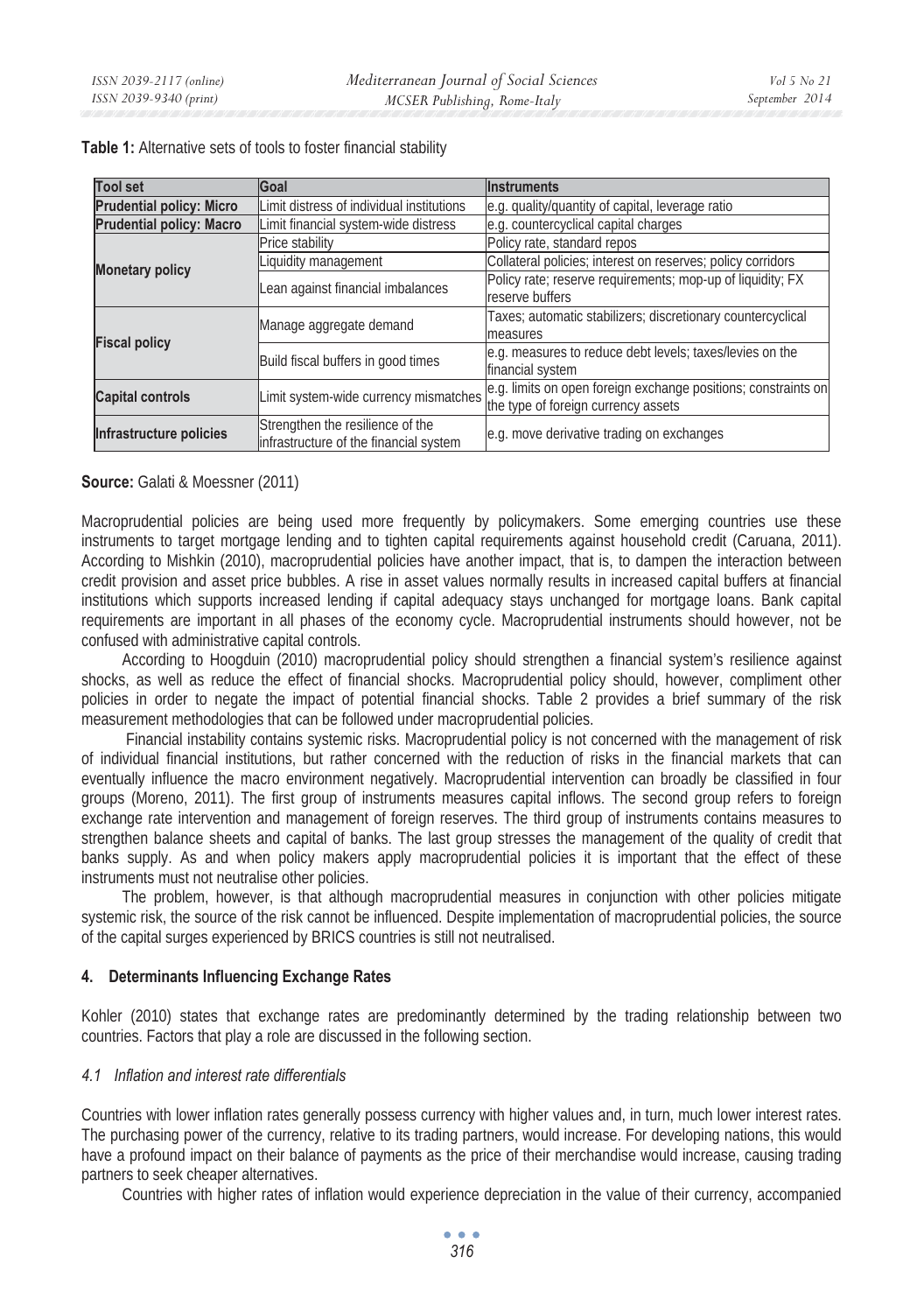**Table 1:** Alternative sets of tools to foster financial stability

| Tool set | Goal | Instruments |
|---|---|---|
| **Prudential policy: Micro** | Limit distress of individual institutions | e.g. quality/quantity of capital, leverage ratio |
| **Prudential policy: Macro** | Limit financial system-wide distress | e.g. countercyclical capital charges |
| **Monetary policy** | Price stability | Policy rate, standard repos |
| | Liquidity management | Collateral policies; interest on reserves; policy corridors |
| | Lean against financial imbalances | Policy rate; reserve requirements; mop-up of liquidity; FX reserve buffers |
| **Fiscal policy** | Manage aggregate demand | Taxes; automatic stabilizers; discretionary countercyclical measures |
| | Build fiscal buffers in good times | e.g. measures to reduce debt levels; taxes/levies on the financial system |
| **Capital controls** | Limit system-wide currency mismatches | e.g. limits on open foreign exchange positions; constraints on the type of foreign currency assets |
| **Infrastructure policies** | Strengthen the resilience of the infrastructure of the financial system | e.g. move derivative trading on exchanges |

**Source:** Galati & Moessner (2011)

Macroprudential policies are being used more frequently by policymakers. Some emerging countries use these instruments to target mortgage lending and to tighten capital requirements against household credit (Caruana, 2011). According to Mishkin (2010), macroprudential policies have another impact, that is, to dampen the interaction between credit provision and asset price bubbles. A rise in asset values normally results in increased capital buffers at financial institutions which supports increased lending if capital adequacy stays unchanged for mortgage loans. Bank capital requirements are important in all phases of the economy cycle. Macroprudential instruments should however, not be confused with administrative capital controls.

According to Hoogduin (2010) macroprudential policy should strengthen a financial system's resilience against shocks, as well as reduce the effect of financial shocks. Macroprudential policy should, however, compliment other policies in order to negate the impact of potential financial shocks. Table 2 provides a brief summary of the risk measurement methodologies that can be followed under macroprudential policies.

Financial instability contains systemic risks. Macroprudential policy is not concerned with the management of risk of individual financial institutions, but rather concerned with the reduction of risks in the financial markets that can eventually influence the macro environment negatively. Macroprudential intervention can broadly be classified in four groups (Moreno, 2011). The first group of instruments measures capital inflows. The second group refers to foreign exchange rate intervention and management of foreign reserves. The third group of instruments contains measures to strengthen balance sheets and capital of banks. The last group stresses the management of the quality of credit that banks supply. As and when policy makers apply macroprudential policies it is important that the effect of these instruments must not neutralise other policies.

The problem, however, is that although macroprudential measures in conjunction with other policies mitigate systemic risk, the source of the risk cannot be influenced. Despite implementation of macroprudential policies, the source of the capital surges experienced by BRICS countries is still not neutralised.

## 4. Determinants Influencing Exchange Rates

Kohler (2010) states that exchange rates are predominantly determined by the trading relationship between two countries. Factors that play a role are discussed in the following section.

### *4.1 Inflation and interest rate differentials*

Countries with lower inflation rates generally possess currency with higher values and, in turn, much lower interest rates. The purchasing power of the currency, relative to its trading partners, would increase. For developing nations, this would have a profound impact on their balance of payments as the price of their merchandise would increase, causing trading partners to seek cheaper alternatives.

Countries with higher rates of inflation would experience depreciation in the value of their currency, accompanied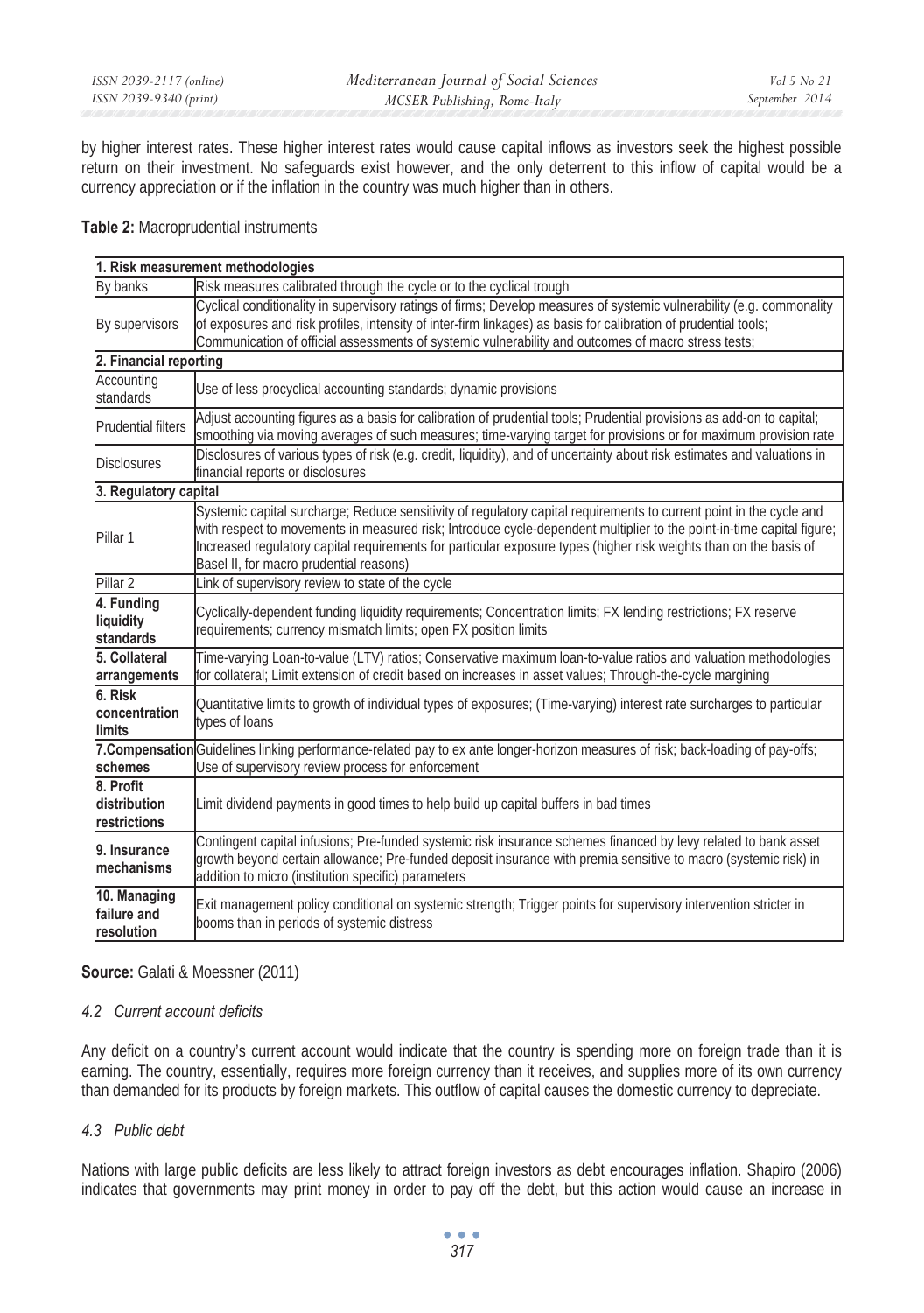by higher interest rates. These higher interest rates would cause capital inflows as investors seek the highest possible return on their investment. No safeguards exist however, and the only deterrent to this inflow of capital would be a currency appreciation or if the inflation in the country was much higher than in others.

**Table 2:** Macroprudential instruments

| **1. Risk measurement methodologies** | |
|---|---|
| By banks | Risk measures calibrated through the cycle or to the cyclical trough |
| By supervisors | Cyclical conditionality in supervisory ratings of firms; Develop measures of systemic vulnerability (e.g. commonality of exposures and risk profiles, intensity of inter-firm linkages) as basis for calibration of prudential tools; Communication of official assessments of systemic vulnerability and outcomes of macro stress tests; |
| **2. Financial reporting** | |
| Accounting standards | Use of less procyclical accounting standards; dynamic provisions |
| Prudential filters | Adjust accounting figures as a basis for calibration of prudential tools; Prudential provisions as add-on to capital; smoothing via moving averages of such measures; time-varying target for provisions or for maximum provision rate |
| Disclosures | Disclosures of various types of risk (e.g. credit, liquidity), and of uncertainty about risk estimates and valuations in financial reports or disclosures |
| **3. Regulatory capital** | |
| Pillar 1 | Systemic capital surcharge; Reduce sensitivity of regulatory capital requirements to current point in the cycle and with respect to movements in measured risk; Introduce cycle-dependent multiplier to the point-in-time capital figure; Increased regulatory capital requirements for particular exposure types (higher risk weights than on the basis of Basel II, for macro prudential reasons) |
| Pillar 2 | Link of supervisory review to state of the cycle |
| **4. Funding liquidity standards** | Cyclically-dependent funding liquidity requirements; Concentration limits; FX lending restrictions; FX reserve requirements; currency mismatch limits; open FX position limits |
| **5. Collateral arrangements** | Time-varying Loan-to-value (LTV) ratios; Conservative maximum loan-to-value ratios and valuation methodologies for collateral; Limit extension of credit based on increases in asset values; Through-the-cycle margining |
| **6. Risk concentration limits** | Quantitative limits to growth of individual types of exposures; (Time-varying) interest rate surcharges to particular types of loans |
| **7.Compensation schemes** | Guidelines linking performance-related pay to ex ante longer-horizon measures of risk; back-loading of pay-offs; Use of supervisory review process for enforcement |
| **8. Profit distribution restrictions** | Limit dividend payments in good times to help build up capital buffers in bad times |
| **9. Insurance mechanisms** | Contingent capital infusions; Pre-funded systemic risk insurance schemes financed by levy related to bank asset growth beyond certain allowance; Pre-funded deposit insurance with premia sensitive to macro (systemic risk) in addition to micro (institution specific) parameters |
| **10. Managing failure and resolution** | Exit management policy conditional on systemic strength; Trigger points for supervisory intervention stricter in booms than in periods of systemic distress |

**Source:** Galati & Moessner (2011)

### *4.2 Current account deficits*

Any deficit on a country's current account would indicate that the country is spending more on foreign trade than it is earning. The country, essentially, requires more foreign currency than it receives, and supplies more of its own currency than demanded for its products by foreign markets. This outflow of capital causes the domestic currency to depreciate.

### *4.3 Public debt*

Nations with large public deficits are less likely to attract foreign investors as debt encourages inflation. Shapiro (2006) indicates that governments may print money in order to pay off the debt, but this action would cause an increase in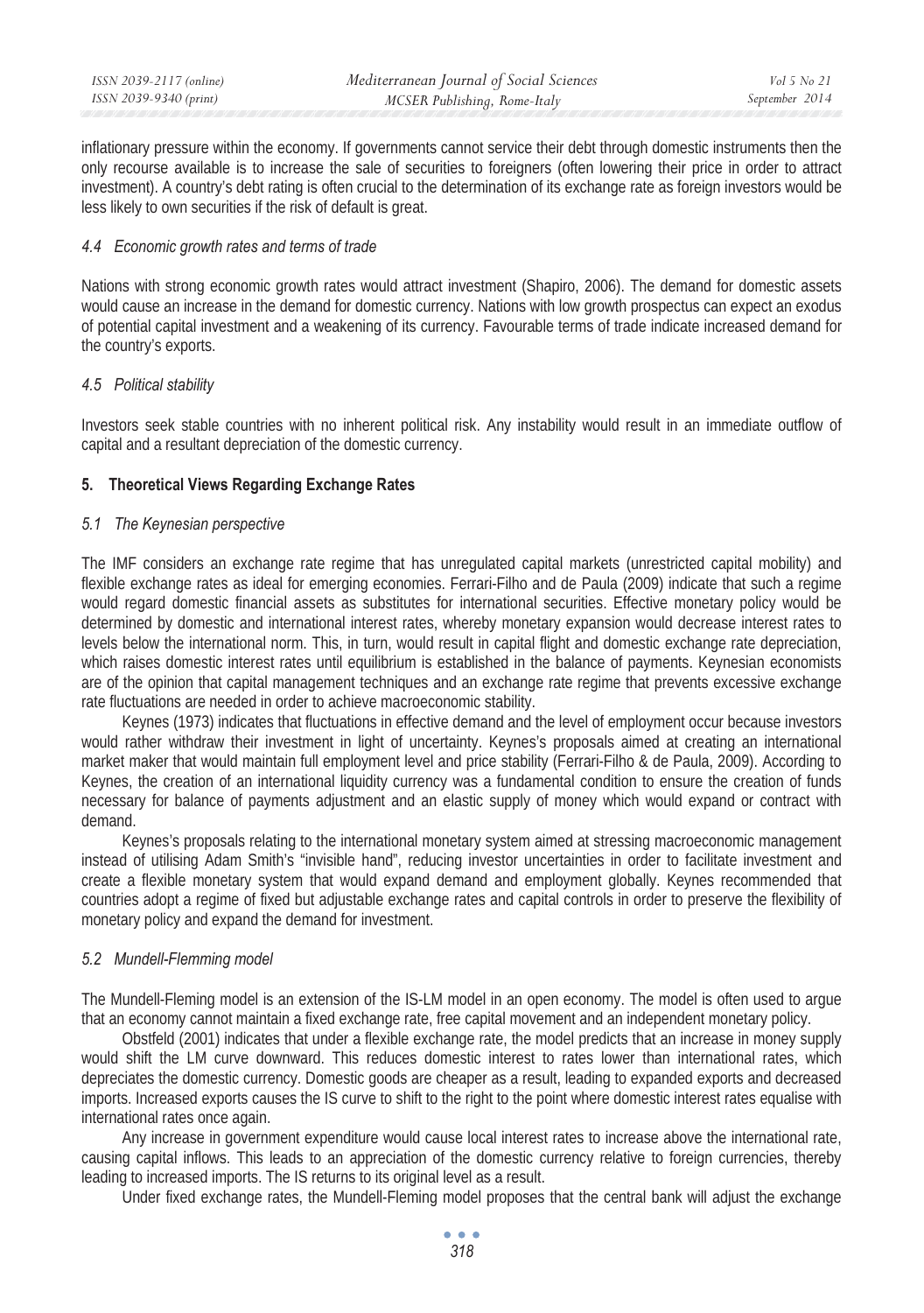inflationary pressure within the economy. If governments cannot service their debt through domestic instruments then the only recourse available is to increase the sale of securities to foreigners (often lowering their price in order to attract investment). A country's debt rating is often crucial to the determination of its exchange rate as foreign investors would be less likely to own securities if the risk of default is great.

### *4.4 Economic growth rates and terms of trade*

Nations with strong economic growth rates would attract investment (Shapiro, 2006). The demand for domestic assets would cause an increase in the demand for domestic currency. Nations with low growth prospectus can expect an exodus of potential capital investment and a weakening of its currency. Favourable terms of trade indicate increased demand for the country's exports.

### *4.5 Political stability*

Investors seek stable countries with no inherent political risk. Any instability would result in an immediate outflow of capital and a resultant depreciation of the domestic currency.

## 5. Theoretical Views Regarding Exchange Rates

### *5.1 The Keynesian perspective*

The IMF considers an exchange rate regime that has unregulated capital markets (unrestricted capital mobility) and flexible exchange rates as ideal for emerging economies. Ferrari-Filho and de Paula (2009) indicate that such a regime would regard domestic financial assets as substitutes for international securities. Effective monetary policy would be determined by domestic and international interest rates, whereby monetary expansion would decrease interest rates to levels below the international norm. This, in turn, would result in capital flight and domestic exchange rate depreciation, which raises domestic interest rates until equilibrium is established in the balance of payments. Keynesian economists are of the opinion that capital management techniques and an exchange rate regime that prevents excessive exchange rate fluctuations are needed in order to achieve macroeconomic stability.

Keynes (1973) indicates that fluctuations in effective demand and the level of employment occur because investors would rather withdraw their investment in light of uncertainty. Keynes's proposals aimed at creating an international market maker that would maintain full employment level and price stability (Ferrari-Filho & de Paula, 2009). According to Keynes, the creation of an international liquidity currency was a fundamental condition to ensure the creation of funds necessary for balance of payments adjustment and an elastic supply of money which would expand or contract with demand.

Keynes's proposals relating to the international monetary system aimed at stressing macroeconomic management instead of utilising Adam Smith's "invisible hand", reducing investor uncertainties in order to facilitate investment and create a flexible monetary system that would expand demand and employment globally. Keynes recommended that countries adopt a regime of fixed but adjustable exchange rates and capital controls in order to preserve the flexibility of monetary policy and expand the demand for investment.

### *5.2 Mundell-Flemming model*

The Mundell-Fleming model is an extension of the IS-LM model in an open economy. The model is often used to argue that an economy cannot maintain a fixed exchange rate, free capital movement and an independent monetary policy.

Obstfeld (2001) indicates that under a flexible exchange rate, the model predicts that an increase in money supply would shift the LM curve downward. This reduces domestic interest to rates lower than international rates, which depreciates the domestic currency. Domestic goods are cheaper as a result, leading to expanded exports and decreased imports. Increased exports causes the IS curve to shift to the right to the point where domestic interest rates equalise with international rates once again.

Any increase in government expenditure would cause local interest rates to increase above the international rate, causing capital inflows. This leads to an appreciation of the domestic currency relative to foreign currencies, thereby leading to increased imports. The IS returns to its original level as a result.

Under fixed exchange rates, the Mundell-Fleming model proposes that the central bank will adjust the exchange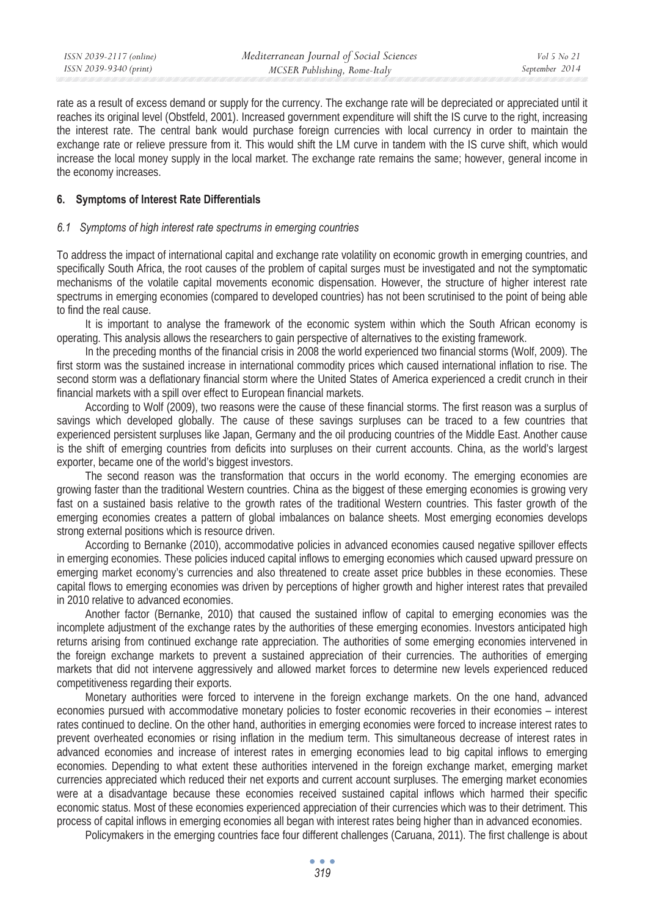rate as a result of excess demand or supply for the currency. The exchange rate will be depreciated or appreciated until it reaches its original level (Obstfeld, 2001). Increased government expenditure will shift the IS curve to the right, increasing the interest rate. The central bank would purchase foreign currencies with local currency in order to maintain the exchange rate or relieve pressure from it. This would shift the LM curve in tandem with the IS curve shift, which would increase the local money supply in the local market. The exchange rate remains the same; however, general income in the economy increases.

## 6. Symptoms of Interest Rate Differentials

### *6.1 Symptoms of high interest rate spectrums in emerging countries*

To address the impact of international capital and exchange rate volatility on economic growth in emerging countries, and specifically South Africa, the root causes of the problem of capital surges must be investigated and not the symptomatic mechanisms of the volatile capital movements economic dispensation. However, the structure of higher interest rate spectrums in emerging economies (compared to developed countries) has not been scrutinised to the point of being able to find the real cause.

It is important to analyse the framework of the economic system within which the South African economy is operating. This analysis allows the researchers to gain perspective of alternatives to the existing framework.

In the preceding months of the financial crisis in 2008 the world experienced two financial storms (Wolf, 2009). The first storm was the sustained increase in international commodity prices which caused international inflation to rise. The second storm was a deflationary financial storm where the United States of America experienced a credit crunch in their financial markets with a spill over effect to European financial markets.

According to Wolf (2009), two reasons were the cause of these financial storms. The first reason was a surplus of savings which developed globally. The cause of these savings surpluses can be traced to a few countries that experienced persistent surpluses like Japan, Germany and the oil producing countries of the Middle East. Another cause is the shift of emerging countries from deficits into surpluses on their current accounts. China, as the world's largest exporter, became one of the world's biggest investors.

The second reason was the transformation that occurs in the world economy. The emerging economies are growing faster than the traditional Western countries. China as the biggest of these emerging economies is growing very fast on a sustained basis relative to the growth rates of the traditional Western countries. This faster growth of the emerging economies creates a pattern of global imbalances on balance sheets. Most emerging economies develops strong external positions which is resource driven.

According to Bernanke (2010), accommodative policies in advanced economies caused negative spillover effects in emerging economies. These policies induced capital inflows to emerging economies which caused upward pressure on emerging market economy's currencies and also threatened to create asset price bubbles in these economies. These capital flows to emerging economies was driven by perceptions of higher growth and higher interest rates that prevailed in 2010 relative to advanced economies.

Another factor (Bernanke, 2010) that caused the sustained inflow of capital to emerging economies was the incomplete adjustment of the exchange rates by the authorities of these emerging economies. Investors anticipated high returns arising from continued exchange rate appreciation. The authorities of some emerging economies intervened in the foreign exchange markets to prevent a sustained appreciation of their currencies. The authorities of emerging markets that did not intervene aggressively and allowed market forces to determine new levels experienced reduced competitiveness regarding their exports.

Monetary authorities were forced to intervene in the foreign exchange markets. On the one hand, advanced economies pursued with accommodative monetary policies to foster economic recoveries in their economies – interest rates continued to decline. On the other hand, authorities in emerging economies were forced to increase interest rates to prevent overheated economies or rising inflation in the medium term. This simultaneous decrease of interest rates in advanced economies and increase of interest rates in emerging economies lead to big capital inflows to emerging economies. Depending to what extent these authorities intervened in the foreign exchange market, emerging market currencies appreciated which reduced their net exports and current account surpluses. The emerging market economies were at a disadvantage because these economies received sustained capital inflows which harmed their specific economic status. Most of these economies experienced appreciation of their currencies which was to their detriment. This process of capital inflows in emerging economies all began with interest rates being higher than in advanced economies.

Policymakers in the emerging countries face four different challenges (Caruana, 2011). The first challenge is about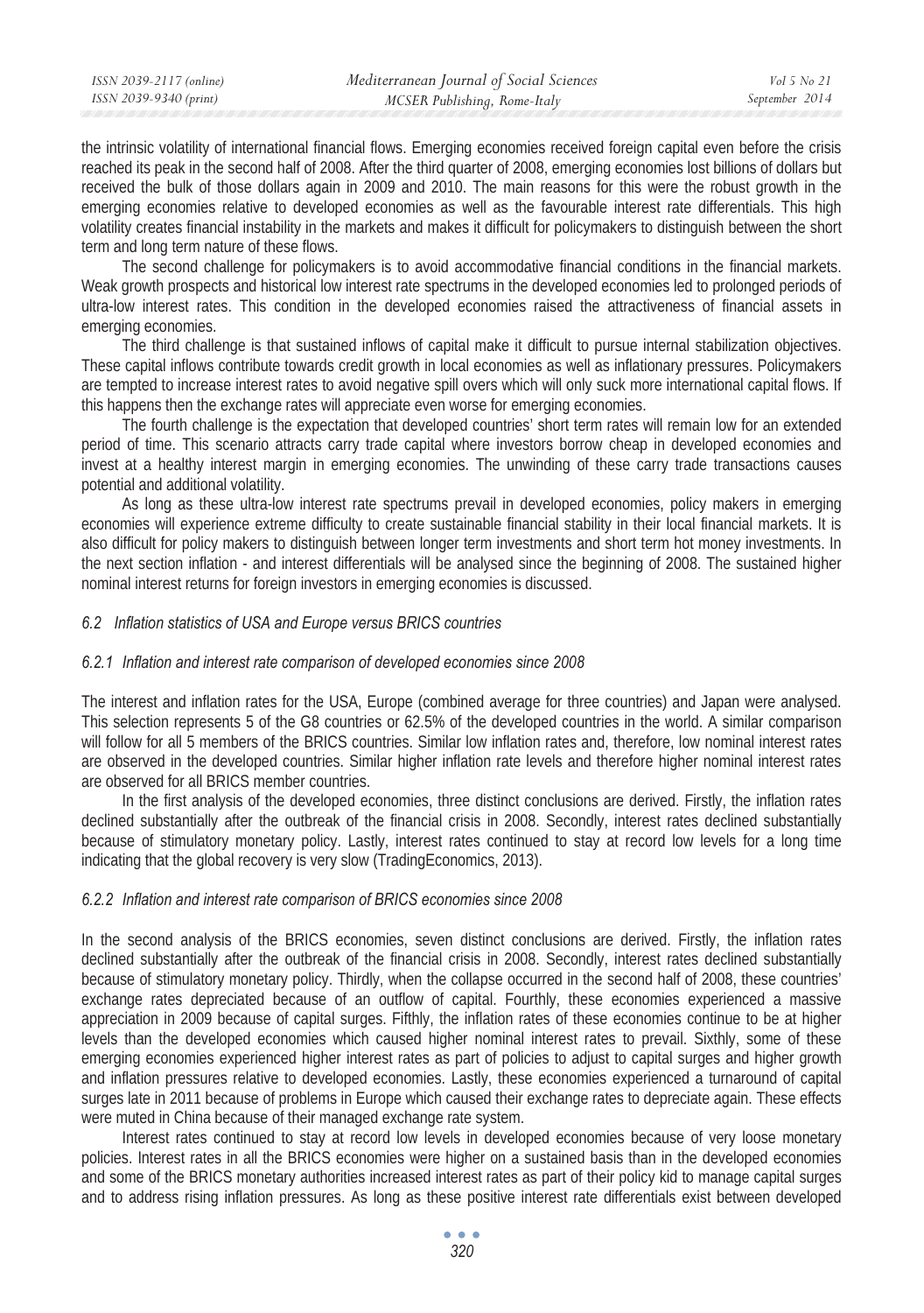the intrinsic volatility of international financial flows. Emerging economies received foreign capital even before the crisis reached its peak in the second half of 2008. After the third quarter of 2008, emerging economies lost billions of dollars but received the bulk of those dollars again in 2009 and 2010. The main reasons for this were the robust growth in the emerging economies relative to developed economies as well as the favourable interest rate differentials. This high volatility creates financial instability in the markets and makes it difficult for policymakers to distinguish between the short term and long term nature of these flows.

The second challenge for policymakers is to avoid accommodative financial conditions in the financial markets. Weak growth prospects and historical low interest rate spectrums in the developed economies led to prolonged periods of ultra-low interest rates. This condition in the developed economies raised the attractiveness of financial assets in emerging economies.

The third challenge is that sustained inflows of capital make it difficult to pursue internal stabilization objectives. These capital inflows contribute towards credit growth in local economies as well as inflationary pressures. Policymakers are tempted to increase interest rates to avoid negative spill overs which will only suck more international capital flows. If this happens then the exchange rates will appreciate even worse for emerging economies.

The fourth challenge is the expectation that developed countries' short term rates will remain low for an extended period of time. This scenario attracts carry trade capital where investors borrow cheap in developed economies and invest at a healthy interest margin in emerging economies. The unwinding of these carry trade transactions causes potential and additional volatility.

As long as these ultra-low interest rate spectrums prevail in developed economies, policy makers in emerging economies will experience extreme difficulty to create sustainable financial stability in their local financial markets. It is also difficult for policy makers to distinguish between longer term investments and short term hot money investments. In the next section inflation - and interest differentials will be analysed since the beginning of 2008. The sustained higher nominal interest returns for foreign investors in emerging economies is discussed.

### *6.2 Inflation statistics of USA and Europe versus BRICS countries*

#### *6.2.1 Inflation and interest rate comparison of developed economies since 2008*

The interest and inflation rates for the USA, Europe (combined average for three countries) and Japan were analysed. This selection represents 5 of the G8 countries or 62.5% of the developed countries in the world. A similar comparison will follow for all 5 members of the BRICS countries. Similar low inflation rates and, therefore, low nominal interest rates are observed in the developed countries. Similar higher inflation rate levels and therefore higher nominal interest rates are observed for all BRICS member countries.

In the first analysis of the developed economies, three distinct conclusions are derived. Firstly, the inflation rates declined substantially after the outbreak of the financial crisis in 2008. Secondly, interest rates declined substantially because of stimulatory monetary policy. Lastly, interest rates continued to stay at record low levels for a long time indicating that the global recovery is very slow (TradingEconomics, 2013).

#### *6.2.2 Inflation and interest rate comparison of BRICS economies since 2008*

In the second analysis of the BRICS economies, seven distinct conclusions are derived. Firstly, the inflation rates declined substantially after the outbreak of the financial crisis in 2008. Secondly, interest rates declined substantially because of stimulatory monetary policy. Thirdly, when the collapse occurred in the second half of 2008, these countries' exchange rates depreciated because of an outflow of capital. Fourthly, these economies experienced a massive appreciation in 2009 because of capital surges. Fifthly, the inflation rates of these economies continue to be at higher levels than the developed economies which caused higher nominal interest rates to prevail. Sixthly, some of these emerging economies experienced higher interest rates as part of policies to adjust to capital surges and higher growth and inflation pressures relative to developed economies. Lastly, these economies experienced a turnaround of capital surges late in 2011 because of problems in Europe which caused their exchange rates to depreciate again. These effects were muted in China because of their managed exchange rate system.

Interest rates continued to stay at record low levels in developed economies because of very loose monetary policies. Interest rates in all the BRICS economies were higher on a sustained basis than in the developed economies and some of the BRICS monetary authorities increased interest rates as part of their policy kid to manage capital surges and to address rising inflation pressures. As long as these positive interest rate differentials exist between developed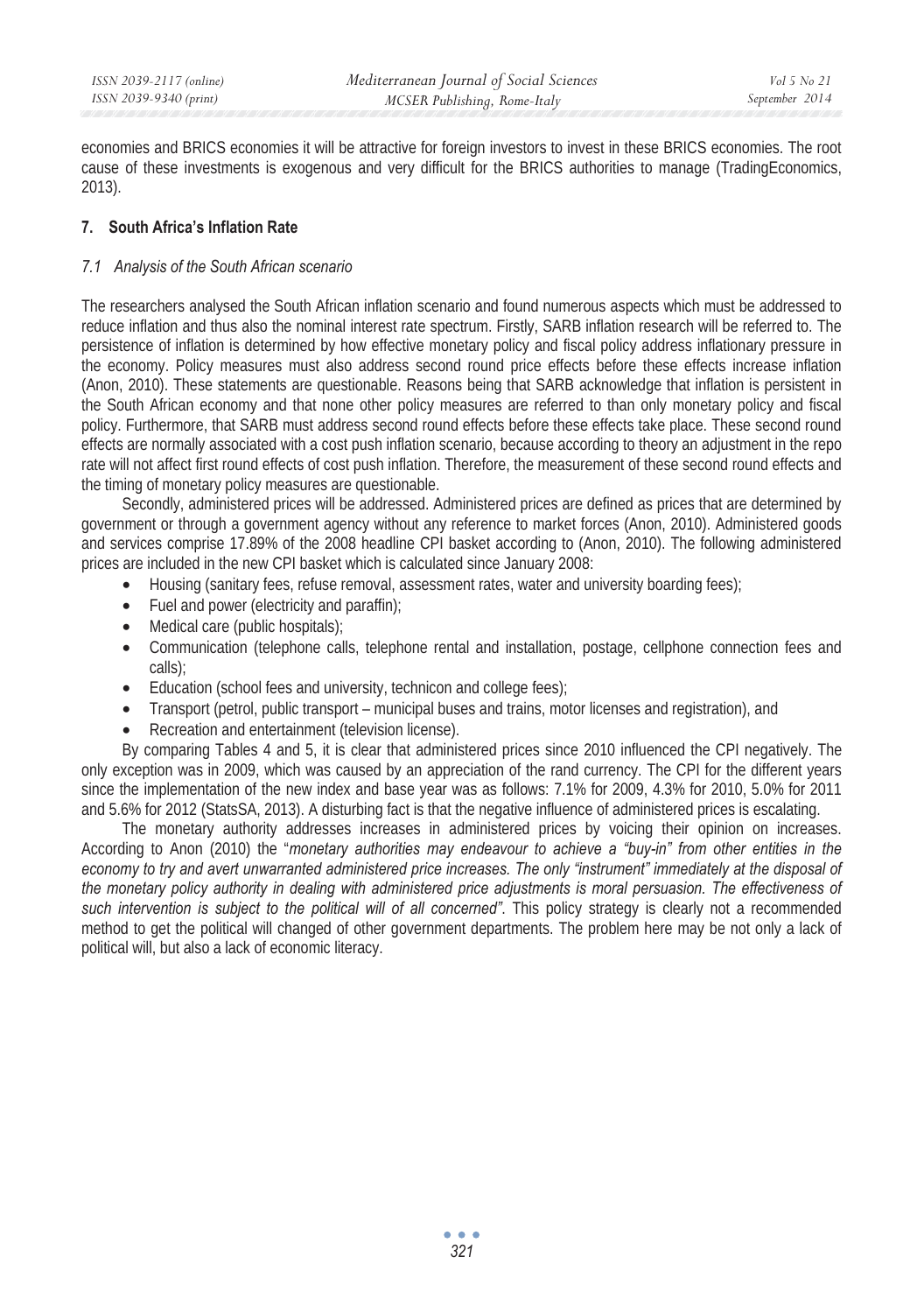economies and BRICS economies it will be attractive for foreign investors to invest in these BRICS economies. The root cause of these investments is exogenous and very difficult for the BRICS authorities to manage (TradingEconomics, 2013).

## 7. South Africa's Inflation Rate

### *7.1 Analysis of the South African scenario*

The researchers analysed the South African inflation scenario and found numerous aspects which must be addressed to reduce inflation and thus also the nominal interest rate spectrum. Firstly, SARB inflation research will be referred to. The persistence of inflation is determined by how effective monetary policy and fiscal policy address inflationary pressure in the economy. Policy measures must also address second round price effects before these effects increase inflation (Anon, 2010). These statements are questionable. Reasons being that SARB acknowledge that inflation is persistent in the South African economy and that none other policy measures are referred to than only monetary policy and fiscal policy. Furthermore, that SARB must address second round effects before these effects take place. These second round effects are normally associated with a cost push inflation scenario, because according to theory an adjustment in the repo rate will not affect first round effects of cost push inflation. Therefore, the measurement of these second round effects and the timing of monetary policy measures are questionable.

Secondly, administered prices will be addressed. Administered prices are defined as prices that are determined by government or through a government agency without any reference to market forces (Anon, 2010). Administered goods and services comprise 17.89% of the 2008 headline CPI basket according to (Anon, 2010). The following administered prices are included in the new CPI basket which is calculated since January 2008:

- Housing (sanitary fees, refuse removal, assessment rates, water and university boarding fees);
- Fuel and power (electricity and paraffin);
- Medical care (public hospitals);
- Communication (telephone calls, telephone rental and installation, postage, cellphone connection fees and calls);
- Education (school fees and university, technicon and college fees);
- Transport (petrol, public transport – municipal buses and trains, motor licenses and registration), and
- Recreation and entertainment (television license).

By comparing Tables 4 and 5, it is clear that administered prices since 2010 influenced the CPI negatively. The only exception was in 2009, which was caused by an appreciation of the rand currency. The CPI for the different years since the implementation of the new index and base year was as follows: 7.1% for 2009, 4.3% for 2010, 5.0% for 2011 and 5.6% for 2012 (StatsSA, 2013). A disturbing fact is that the negative influence of administered prices is escalating.

The monetary authority addresses increases in administered prices by voicing their opinion on increases. According to Anon (2010) the "*monetary authorities may endeavour to achieve a "buy-in" from other entities in the economy to try and avert unwarranted administered price increases. The only "instrument" immediately at the disposal of the monetary policy authority in dealing with administered price adjustments is moral persuasion. The effectiveness of such intervention is subject to the political will of all concerned"*. This policy strategy is clearly not a recommended method to get the political will changed of other government departments. The problem here may be not only a lack of political will, but also a lack of economic literacy.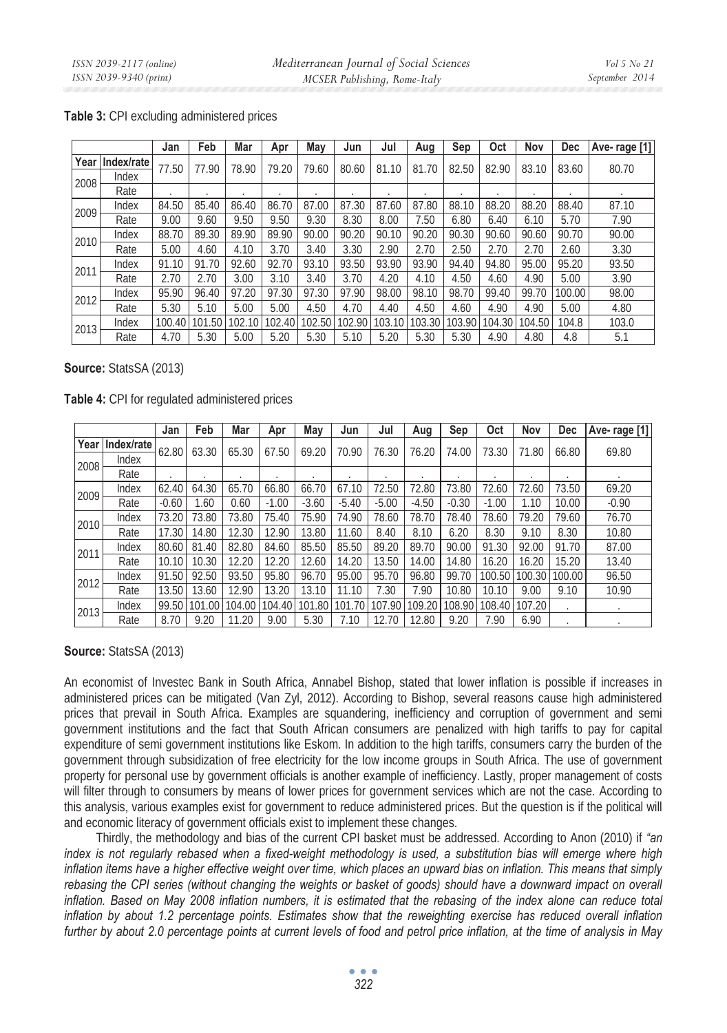**Table 3:** CPI excluding administered prices

| Year | Index/rate | Jan | Feb | Mar | Apr | May | Jun | Jul | Aug | Sep | Oct | Nov | Dec | Ave- rage [1] |
|---|---|---|---|---|---|---|---|---|---|---|---|---|---|---|
| 2008 | Index | 77.50 | 77.90 | 78.90 | 79.20 | 79.60 | 80.60 | 81.10 | 81.70 | 82.50 | 82.90 | 83.10 | 83.60 | 80.70 |
| | Rate | . | . | . | . | . | . | . | . | . | . | . | . | . |
| 2009 | Index | 84.50 | 85.40 | 86.40 | 86.70 | 87.00 | 87.30 | 87.60 | 87.80 | 88.10 | 88.20 | 88.20 | 88.40 | 87.10 |
| | Rate | 9.00 | 9.60 | 9.50 | 9.50 | 9.30 | 8.30 | 8.00 | 7.50 | 6.80 | 6.40 | 6.10 | 5.70 | 7.90 |
| 2010 | Index | 88.70 | 89.30 | 89.90 | 89.90 | 90.00 | 90.20 | 90.10 | 90.20 | 90.30 | 90.60 | 90.60 | 90.70 | 90.00 |
| | Rate | 5.00 | 4.60 | 4.10 | 3.70 | 3.40 | 3.30 | 2.90 | 2.70 | 2.50 | 2.70 | 2.70 | 2.60 | 3.30 |
| 2011 | Index | 91.10 | 91.70 | 92.60 | 92.70 | 93.10 | 93.50 | 93.90 | 93.90 | 94.40 | 94.80 | 95.00 | 95.20 | 93.50 |
| | Rate | 2.70 | 2.70 | 3.00 | 3.10 | 3.40 | 3.70 | 4.20 | 4.10 | 4.50 | 4.60 | 4.90 | 5.00 | 3.90 |
| 2012 | Index | 95.90 | 96.40 | 97.20 | 97.30 | 97.30 | 97.90 | 98.00 | 98.10 | 98.70 | 99.40 | 99.70 | 100.00 | 98.00 |
| | Rate | 5.30 | 5.10 | 5.00 | 5.00 | 4.50 | 4.70 | 4.40 | 4.50 | 4.60 | 4.90 | 4.90 | 5.00 | 4.80 |
| 2013 | Index | 100.40 | 101.50 | 102.10 | 102.40 | 102.50 | 102.90 | 103.10 | 103.30 | 103.90 | 104.30 | 104.50 | 104.8 | 103.0 |
| | Rate | 4.70 | 5.30 | 5.00 | 5.20 | 5.30 | 5.10 | 5.20 | 5.30 | 5.30 | 4.90 | 4.80 | 4.8 | 5.1 |

**Source:** StatsSA (2013)

**Table 4:** CPI for regulated administered prices

| Year | Index/rate | Jan | Feb | Mar | Apr | May | Jun | Jul | Aug | Sep | Oct | Nov | Dec | Ave- rage [1] |
|---|---|---|---|---|---|---|---|---|---|---|---|---|---|---|
| 2008 | Index | 62.80 | 63.30 | 65.30 | 67.50 | 69.20 | 70.90 | 76.30 | 76.20 | 74.00 | 73.30 | 71.80 | 66.80 | 69.80 |
| | Rate | . | . | . | . | . | . | . | . | . | . | . | . | . |
| 2009 | Index | 62.40 | 64.30 | 65.70 | 66.80 | 66.70 | 67.10 | 72.50 | 72.80 | 73.80 | 72.60 | 72.60 | 73.50 | 69.20 |
| | Rate | -0.60 | 1.60 | 0.60 | -1.00 | -3.60 | -5.40 | -5.00 | -4.50 | -0.30 | -1.00 | 1.10 | 10.00 | -0.90 |
| 2010 | Index | 73.20 | 73.80 | 73.80 | 75.40 | 75.90 | 74.90 | 78.60 | 78.70 | 78.40 | 78.60 | 79.20 | 79.60 | 76.70 |
| | Rate | 17.30 | 14.80 | 12.30 | 12.90 | 13.80 | 11.60 | 8.40 | 8.10 | 6.20 | 8.30 | 9.10 | 8.30 | 10.80 |
| 2011 | Index | 80.60 | 81.40 | 82.80 | 84.60 | 85.50 | 85.50 | 89.20 | 89.70 | 90.00 | 91.30 | 92.00 | 91.70 | 87.00 |
| | Rate | 10.10 | 10.30 | 12.20 | 12.20 | 12.60 | 14.20 | 13.50 | 14.00 | 14.80 | 16.20 | 16.20 | 15.20 | 13.40 |
| 2012 | Index | 91.50 | 92.50 | 93.50 | 95.80 | 96.70 | 95.00 | 95.70 | 96.80 | 99.70 | 100.50 | 100.30 | 100.00 | 96.50 |
| | Rate | 13.50 | 13.60 | 12.90 | 13.20 | 13.10 | 11.10 | 7.30 | 7.90 | 10.80 | 10.10 | 9.00 | 9.10 | 10.90 |
| 2013 | Index | 99.50 | 101.00 | 104.00 | 104.40 | 101.80 | 101.70 | 107.90 | 109.20 | 108.90 | 108.40 | 107.20 | . | . |
| | Rate | 8.70 | 9.20 | 11.20 | 9.00 | 5.30 | 7.10 | 12.70 | 12.80 | 9.20 | 7.90 | 6.90 | . | . |

**Source:** StatsSA (2013)

An economist of Investec Bank in South Africa, Annabel Bishop, stated that lower inflation is possible if increases in administered prices can be mitigated (Van Zyl, 2012). According to Bishop, several reasons cause high administered prices that prevail in South Africa. Examples are squandering, inefficiency and corruption of government and semi government institutions and the fact that South African consumers are penalized with high tariffs to pay for capital expenditure of semi government institutions like Eskom. In addition to the high tariffs, consumers carry the burden of the government through subsidization of free electricity for the low income groups in South Africa. The use of government property for personal use by government officials is another example of inefficiency. Lastly, proper management of costs will filter through to consumers by means of lower prices for government services which are not the case. According to this analysis, various examples exist for government to reduce administered prices. But the question is if the political will and economic literacy of government officials exist to implement these changes.

Thirdly, the methodology and bias of the current CPI basket must be addressed. According to Anon (2010) if *"an index is not regularly rebased when a fixed-weight methodology is used, a substitution bias will emerge where high inflation items have a higher effective weight over time, which places an upward bias on inflation. This means that simply rebasing the CPI series (without changing the weights or basket of goods) should have a downward impact on overall inflation. Based on May 2008 inflation numbers, it is estimated that the rebasing of the index alone can reduce total inflation by about 1.2 percentage points. Estimates show that the reweighting exercise has reduced overall inflation further by about 2.0 percentage points at current levels of food and petrol price inflation, at the time of analysis in May*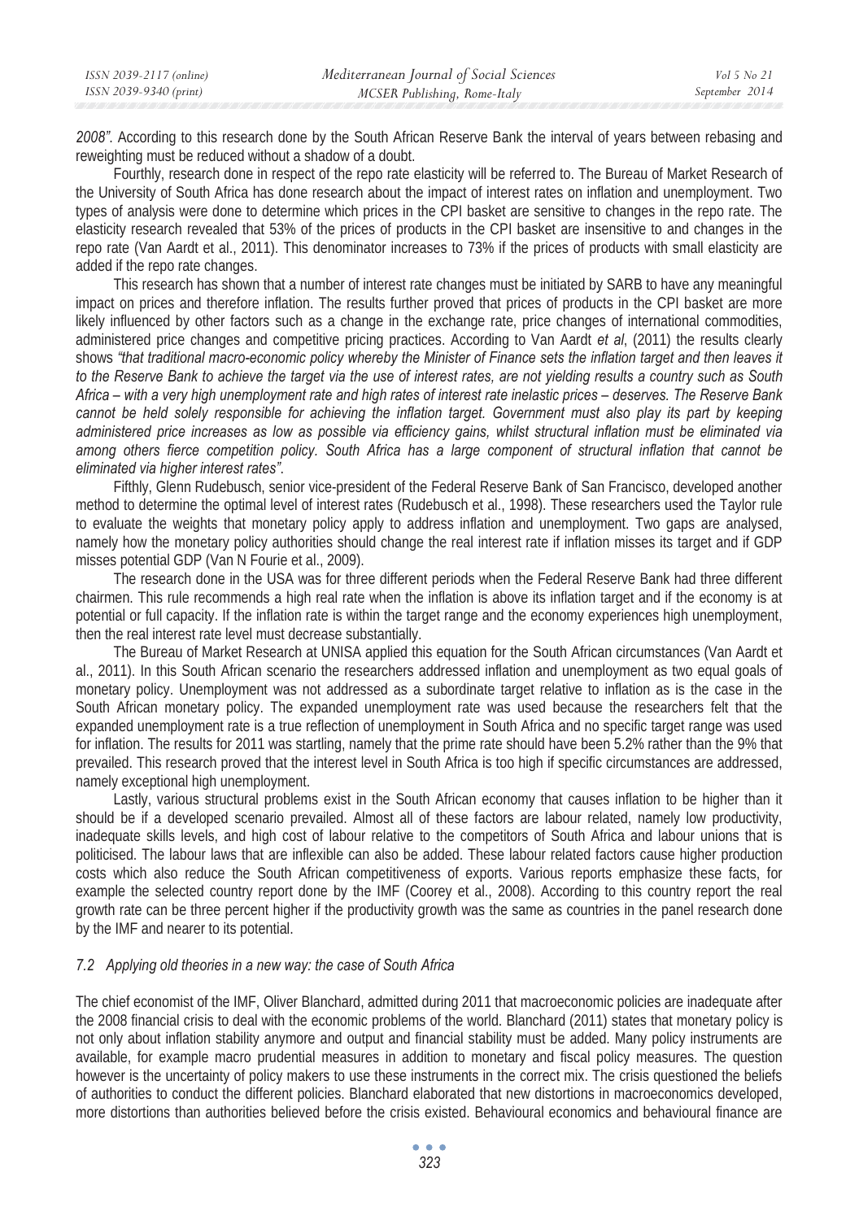*2008"*. According to this research done by the South African Reserve Bank the interval of years between rebasing and reweighting must be reduced without a shadow of a doubt.

Fourthly, research done in respect of the repo rate elasticity will be referred to. The Bureau of Market Research of the University of South Africa has done research about the impact of interest rates on inflation and unemployment. Two types of analysis were done to determine which prices in the CPI basket are sensitive to changes in the repo rate. The elasticity research revealed that 53% of the prices of products in the CPI basket are insensitive to and changes in the repo rate (Van Aardt et al., 2011). This denominator increases to 73% if the prices of products with small elasticity are added if the repo rate changes.

This research has shown that a number of interest rate changes must be initiated by SARB to have any meaningful impact on prices and therefore inflation. The results further proved that prices of products in the CPI basket are more likely influenced by other factors such as a change in the exchange rate, price changes of international commodities, administered price changes and competitive pricing practices. According to Van Aardt *et al*, (2011) the results clearly shows *"that traditional macro-economic policy whereby the Minister of Finance sets the inflation target and then leaves it to the Reserve Bank to achieve the target via the use of interest rates, are not yielding results a country such as South Africa – with a very high unemployment rate and high rates of interest rate inelastic prices – deserves. The Reserve Bank cannot be held solely responsible for achieving the inflation target. Government must also play its part by keeping administered price increases as low as possible via efficiency gains, whilst structural inflation must be eliminated via among others fierce competition policy. South Africa has a large component of structural inflation that cannot be eliminated via higher interest rates"*.

Fifthly, Glenn Rudebusch, senior vice-president of the Federal Reserve Bank of San Francisco, developed another method to determine the optimal level of interest rates (Rudebusch et al., 1998). These researchers used the Taylor rule to evaluate the weights that monetary policy apply to address inflation and unemployment. Two gaps are analysed, namely how the monetary policy authorities should change the real interest rate if inflation misses its target and if GDP misses potential GDP (Van N Fourie et al., 2009).

The research done in the USA was for three different periods when the Federal Reserve Bank had three different chairmen. This rule recommends a high real rate when the inflation is above its inflation target and if the economy is at potential or full capacity. If the inflation rate is within the target range and the economy experiences high unemployment, then the real interest rate level must decrease substantially.

The Bureau of Market Research at UNISA applied this equation for the South African circumstances (Van Aardt et al., 2011). In this South African scenario the researchers addressed inflation and unemployment as two equal goals of monetary policy. Unemployment was not addressed as a subordinate target relative to inflation as is the case in the South African monetary policy. The expanded unemployment rate was used because the researchers felt that the expanded unemployment rate is a true reflection of unemployment in South Africa and no specific target range was used for inflation. The results for 2011 was startling, namely that the prime rate should have been 5.2% rather than the 9% that prevailed. This research proved that the interest level in South Africa is too high if specific circumstances are addressed, namely exceptional high unemployment.

Lastly, various structural problems exist in the South African economy that causes inflation to be higher than it should be if a developed scenario prevailed. Almost all of these factors are labour related, namely low productivity, inadequate skills levels, and high cost of labour relative to the competitors of South Africa and labour unions that is politicised. The labour laws that are inflexible can also be added. These labour related factors cause higher production costs which also reduce the South African competitiveness of exports. Various reports emphasize these facts, for example the selected country report done by the IMF (Coorey et al., 2008). According to this country report the real growth rate can be three percent higher if the productivity growth was the same as countries in the panel research done by the IMF and nearer to its potential.

### *7.2 Applying old theories in a new way: the case of South Africa*

The chief economist of the IMF, Oliver Blanchard, admitted during 2011 that macroeconomic policies are inadequate after the 2008 financial crisis to deal with the economic problems of the world. Blanchard (2011) states that monetary policy is not only about inflation stability anymore and output and financial stability must be added. Many policy instruments are available, for example macro prudential measures in addition to monetary and fiscal policy measures. The question however is the uncertainty of policy makers to use these instruments in the correct mix. The crisis questioned the beliefs of authorities to conduct the different policies. Blanchard elaborated that new distortions in macroeconomics developed, more distortions than authorities believed before the crisis existed. Behavioural economics and behavioural finance are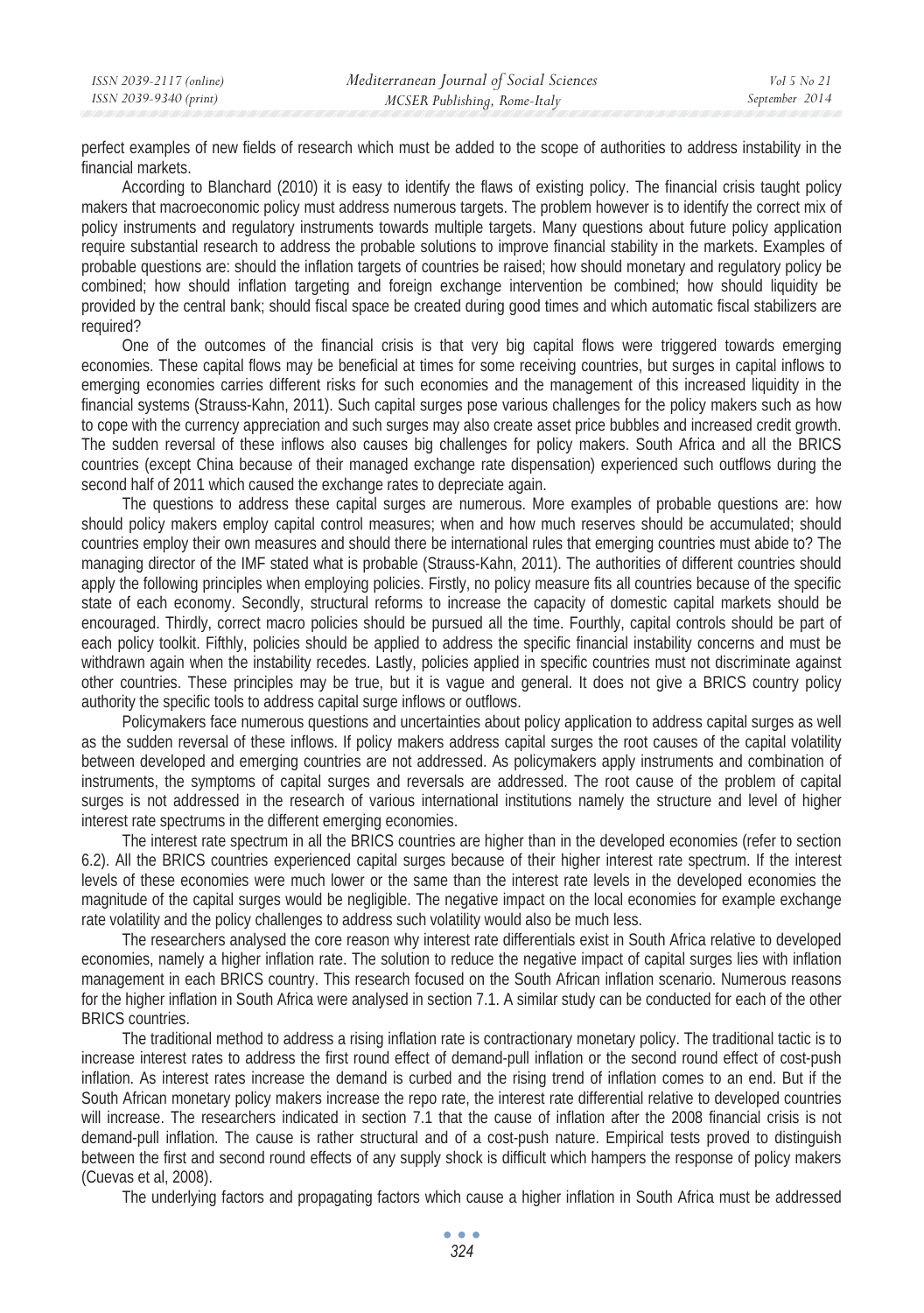perfect examples of new fields of research which must be added to the scope of authorities to address instability in the financial markets.

According to Blanchard (2010) it is easy to identify the flaws of existing policy. The financial crisis taught policy makers that macroeconomic policy must address numerous targets. The problem however is to identify the correct mix of policy instruments and regulatory instruments towards multiple targets. Many questions about future policy application require substantial research to address the probable solutions to improve financial stability in the markets. Examples of probable questions are: should the inflation targets of countries be raised; how should monetary and regulatory policy be combined; how should inflation targeting and foreign exchange intervention be combined; how should liquidity be provided by the central bank; should fiscal space be created during good times and which automatic fiscal stabilizers are required?

One of the outcomes of the financial crisis is that very big capital flows were triggered towards emerging economies. These capital flows may be beneficial at times for some receiving countries, but surges in capital inflows to emerging economies carries different risks for such economies and the management of this increased liquidity in the financial systems (Strauss-Kahn, 2011). Such capital surges pose various challenges for the policy makers such as how to cope with the currency appreciation and such surges may also create asset price bubbles and increased credit growth. The sudden reversal of these inflows also causes big challenges for policy makers. South Africa and all the BRICS countries (except China because of their managed exchange rate dispensation) experienced such outflows during the second half of 2011 which caused the exchange rates to depreciate again.

The questions to address these capital surges are numerous. More examples of probable questions are: how should policy makers employ capital control measures; when and how much reserves should be accumulated; should countries employ their own measures and should there be international rules that emerging countries must abide to? The managing director of the IMF stated what is probable (Strauss-Kahn, 2011). The authorities of different countries should apply the following principles when employing policies. Firstly, no policy measure fits all countries because of the specific state of each economy. Secondly, structural reforms to increase the capacity of domestic capital markets should be encouraged. Thirdly, correct macro policies should be pursued all the time. Fourthly, capital controls should be part of each policy toolkit. Fifthly, policies should be applied to address the specific financial instability concerns and must be withdrawn again when the instability recedes. Lastly, policies applied in specific countries must not discriminate against other countries. These principles may be true, but it is vague and general. It does not give a BRICS country policy authority the specific tools to address capital surge inflows or outflows.

Policymakers face numerous questions and uncertainties about policy application to address capital surges as well as the sudden reversal of these inflows. If policy makers address capital surges the root causes of the capital volatility between developed and emerging countries are not addressed. As policymakers apply instruments and combination of instruments, the symptoms of capital surges and reversals are addressed. The root cause of the problem of capital surges is not addressed in the research of various international institutions namely the structure and level of higher interest rate spectrums in the different emerging economies.

The interest rate spectrum in all the BRICS countries are higher than in the developed economies (refer to section 6.2). All the BRICS countries experienced capital surges because of their higher interest rate spectrum. If the interest levels of these economies were much lower or the same than the interest rate levels in the developed economies the magnitude of the capital surges would be negligible. The negative impact on the local economies for example exchange rate volatility and the policy challenges to address such volatility would also be much less.

The researchers analysed the core reason why interest rate differentials exist in South Africa relative to developed economies, namely a higher inflation rate. The solution to reduce the negative impact of capital surges lies with inflation management in each BRICS country. This research focused on the South African inflation scenario. Numerous reasons for the higher inflation in South Africa were analysed in section 7.1. A similar study can be conducted for each of the other BRICS countries.

The traditional method to address a rising inflation rate is contractionary monetary policy. The traditional tactic is to increase interest rates to address the first round effect of demand-pull inflation or the second round effect of cost-push inflation. As interest rates increase the demand is curbed and the rising trend of inflation comes to an end. But if the South African monetary policy makers increase the repo rate, the interest rate differential relative to developed countries will increase. The researchers indicated in section 7.1 that the cause of inflation after the 2008 financial crisis is not demand-pull inflation. The cause is rather structural and of a cost-push nature. Empirical tests proved to distinguish between the first and second round effects of any supply shock is difficult which hampers the response of policy makers (Cuevas et al, 2008).

The underlying factors and propagating factors which cause a higher inflation in South Africa must be addressed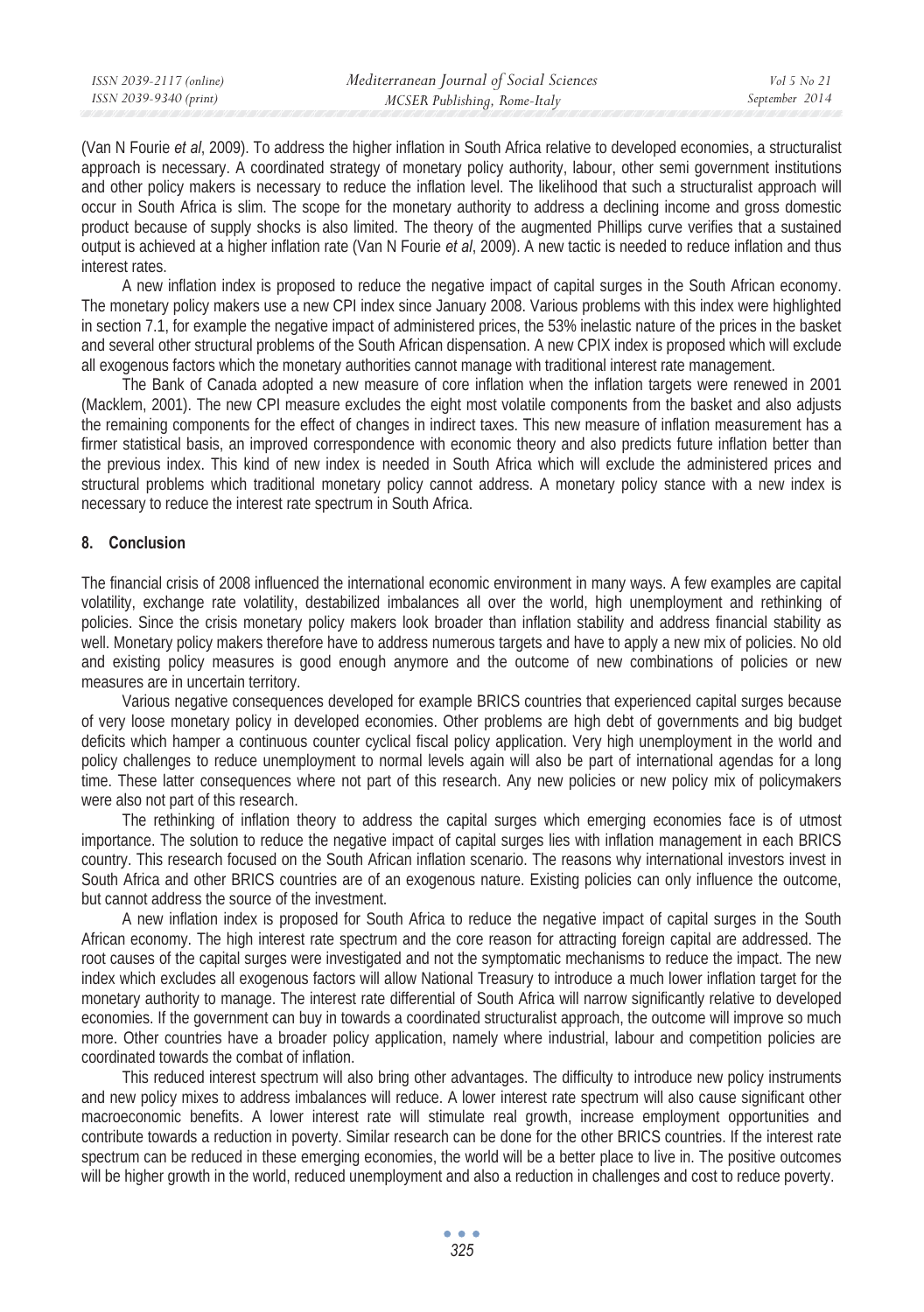(Van N Fourie *et al*, 2009). To address the higher inflation in South Africa relative to developed economies, a structuralist approach is necessary. A coordinated strategy of monetary policy authority, labour, other semi government institutions and other policy makers is necessary to reduce the inflation level. The likelihood that such a structuralist approach will occur in South Africa is slim. The scope for the monetary authority to address a declining income and gross domestic product because of supply shocks is also limited. The theory of the augmented Phillips curve verifies that a sustained output is achieved at a higher inflation rate (Van N Fourie *et al*, 2009). A new tactic is needed to reduce inflation and thus interest rates.

A new inflation index is proposed to reduce the negative impact of capital surges in the South African economy. The monetary policy makers use a new CPI index since January 2008. Various problems with this index were highlighted in section 7.1, for example the negative impact of administered prices, the 53% inelastic nature of the prices in the basket and several other structural problems of the South African dispensation. A new CPIX index is proposed which will exclude all exogenous factors which the monetary authorities cannot manage with traditional interest rate management.

The Bank of Canada adopted a new measure of core inflation when the inflation targets were renewed in 2001 (Macklem, 2001). The new CPI measure excludes the eight most volatile components from the basket and also adjusts the remaining components for the effect of changes in indirect taxes. This new measure of inflation measurement has a firmer statistical basis, an improved correspondence with economic theory and also predicts future inflation better than the previous index. This kind of new index is needed in South Africa which will exclude the administered prices and structural problems which traditional monetary policy cannot address. A monetary policy stance with a new index is necessary to reduce the interest rate spectrum in South Africa.

## 8. Conclusion

The financial crisis of 2008 influenced the international economic environment in many ways. A few examples are capital volatility, exchange rate volatility, destabilized imbalances all over the world, high unemployment and rethinking of policies. Since the crisis monetary policy makers look broader than inflation stability and address financial stability as well. Monetary policy makers therefore have to address numerous targets and have to apply a new mix of policies. No old and existing policy measures is good enough anymore and the outcome of new combinations of policies or new measures are in uncertain territory.

Various negative consequences developed for example BRICS countries that experienced capital surges because of very loose monetary policy in developed economies. Other problems are high debt of governments and big budget deficits which hamper a continuous counter cyclical fiscal policy application. Very high unemployment in the world and policy challenges to reduce unemployment to normal levels again will also be part of international agendas for a long time. These latter consequences where not part of this research. Any new policies or new policy mix of policymakers were also not part of this research.

The rethinking of inflation theory to address the capital surges which emerging economies face is of utmost importance. The solution to reduce the negative impact of capital surges lies with inflation management in each BRICS country. This research focused on the South African inflation scenario. The reasons why international investors invest in South Africa and other BRICS countries are of an exogenous nature. Existing policies can only influence the outcome, but cannot address the source of the investment.

A new inflation index is proposed for South Africa to reduce the negative impact of capital surges in the South African economy. The high interest rate spectrum and the core reason for attracting foreign capital are addressed. The root causes of the capital surges were investigated and not the symptomatic mechanisms to reduce the impact. The new index which excludes all exogenous factors will allow National Treasury to introduce a much lower inflation target for the monetary authority to manage. The interest rate differential of South Africa will narrow significantly relative to developed economies. If the government can buy in towards a coordinated structuralist approach, the outcome will improve so much more. Other countries have a broader policy application, namely where industrial, labour and competition policies are coordinated towards the combat of inflation.

This reduced interest spectrum will also bring other advantages. The difficulty to introduce new policy instruments and new policy mixes to address imbalances will reduce. A lower interest rate spectrum will also cause significant other macroeconomic benefits. A lower interest rate will stimulate real growth, increase employment opportunities and contribute towards a reduction in poverty. Similar research can be done for the other BRICS countries. If the interest rate spectrum can be reduced in these emerging economies, the world will be a better place to live in. The positive outcomes will be higher growth in the world, reduced unemployment and also a reduction in challenges and cost to reduce poverty.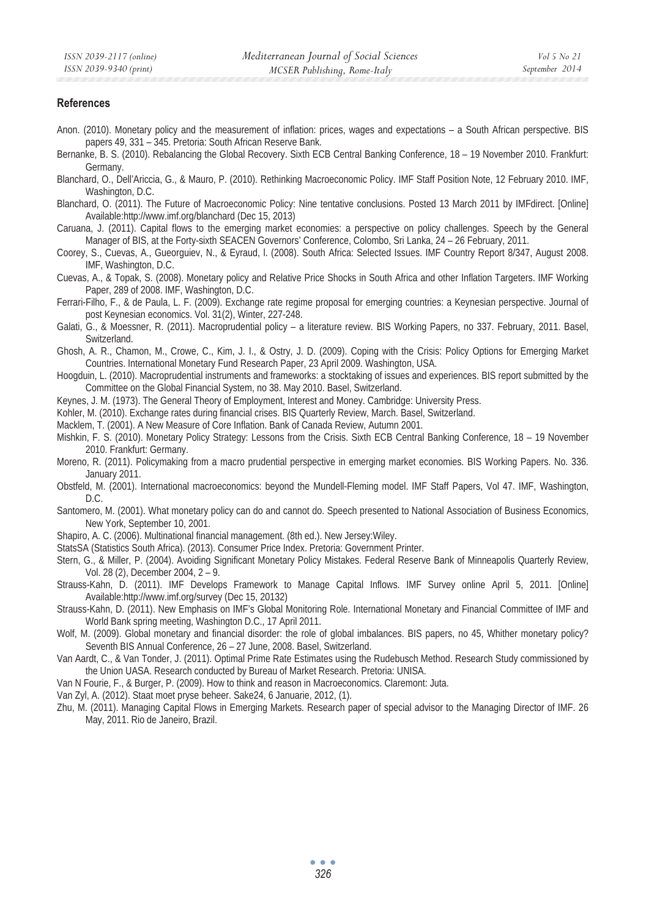## References

Anon. (2010). Monetary policy and the measurement of inflation: prices, wages and expectations – a South African perspective. BIS papers 49, 331 – 345. Pretoria: South African Reserve Bank.

Bernanke, B. S. (2010). Rebalancing the Global Recovery. Sixth ECB Central Banking Conference, 18 – 19 November 2010. Frankfurt: Germany.

Blanchard, O., Dell'Ariccia, G., & Mauro, P. (2010). Rethinking Macroeconomic Policy. IMF Staff Position Note, 12 February 2010. IMF, Washington, D.C.

Blanchard, O. (2011). The Future of Macroeconomic Policy: Nine tentative conclusions. Posted 13 March 2011 by IMFdirect. [Online] Available:http://www.imf.org/blanchard (Dec 15, 2013)

Caruana, J. (2011). Capital flows to the emerging market economies: a perspective on policy challenges. Speech by the General Manager of BIS, at the Forty-sixth SEACEN Governors' Conference, Colombo, Sri Lanka, 24 – 26 February, 2011.

Coorey, S., Cuevas, A., Gueorguiev, N., & Eyraud, I. (2008). South Africa: Selected Issues. IMF Country Report 8/347, August 2008. IMF, Washington, D.C.

Cuevas, A., & Topak, S. (2008). Monetary policy and Relative Price Shocks in South Africa and other Inflation Targeters. IMF Working Paper, 289 of 2008. IMF, Washington, D.C.

Ferrari-Filho, F., & de Paula, L. F. (2009). Exchange rate regime proposal for emerging countries: a Keynesian perspective. Journal of post Keynesian economics. Vol. 31(2), Winter, 227-248.

Galati, G., & Moessner, R. (2011). Macroprudential policy – a literature review. BIS Working Papers, no 337. February, 2011. Basel, Switzerland.

Ghosh, A. R., Chamon, M., Crowe, C., Kim, J. I., & Ostry, J. D. (2009). Coping with the Crisis: Policy Options for Emerging Market Countries. International Monetary Fund Research Paper, 23 April 2009. Washington, USA.

Hoogduin, L. (2010). Macroprudential instruments and frameworks: a stocktaking of issues and experiences. BIS report submitted by the Committee on the Global Financial System, no 38. May 2010. Basel, Switzerland.

Keynes, J. M. (1973). The General Theory of Employment, Interest and Money. Cambridge: University Press.

Kohler, M. (2010). Exchange rates during financial crises. BIS Quarterly Review, March. Basel, Switzerland.

Macklem, T. (2001). A New Measure of Core Inflation. Bank of Canada Review, Autumn 2001.

Mishkin, F. S. (2010). Monetary Policy Strategy: Lessons from the Crisis. Sixth ECB Central Banking Conference, 18 – 19 November 2010. Frankfurt: Germany.

Moreno, R. (2011). Policymaking from a macro prudential perspective in emerging market economies. BIS Working Papers. No. 336. January 2011.

Obstfeld, M. (2001). International macroeconomics: beyond the Mundell-Fleming model. IMF Staff Papers, Vol 47. IMF, Washington, D.C.

Santomero, M. (2001). What monetary policy can do and cannot do. Speech presented to National Association of Business Economics, New York, September 10, 2001.

Shapiro, A. C. (2006). Multinational financial management. (8th ed.). New Jersey:Wiley.

StatsSA (Statistics South Africa). (2013). Consumer Price Index. Pretoria: Government Printer.

Stern, G., & Miller, P. (2004). Avoiding Significant Monetary Policy Mistakes. Federal Reserve Bank of Minneapolis Quarterly Review, Vol. 28 (2), December 2004, 2 – 9.

Strauss-Kahn, D. (2011). IMF Develops Framework to Manage Capital Inflows. IMF Survey online April 5, 2011. [Online] Available:http://www.imf.org/survey (Dec 15, 20132)

Strauss-Kahn, D. (2011). New Emphasis on IMF's Global Monitoring Role. International Monetary and Financial Committee of IMF and World Bank spring meeting, Washington D.C., 17 April 2011.

Wolf, M. (2009). Global monetary and financial disorder: the role of global imbalances. BIS papers, no 45, Whither monetary policy? Seventh BIS Annual Conference, 26 – 27 June, 2008. Basel, Switzerland.

Van Aardt, C., & Van Tonder, J. (2011). Optimal Prime Rate Estimates using the Rudebusch Method. Research Study commissioned by the Union UASA. Research conducted by Bureau of Market Research. Pretoria: UNISA.

Van N Fourie, F., & Burger, P. (2009). How to think and reason in Macroeconomics. Claremont: Juta.

Van Zyl, A. (2012). Staat moet pryse beheer. Sake24, 6 Januarie, 2012, (1).

Zhu, M. (2011). Managing Capital Flows in Emerging Markets. Research paper of special advisor to the Managing Director of IMF. 26 May, 2011. Rio de Janeiro, Brazil.